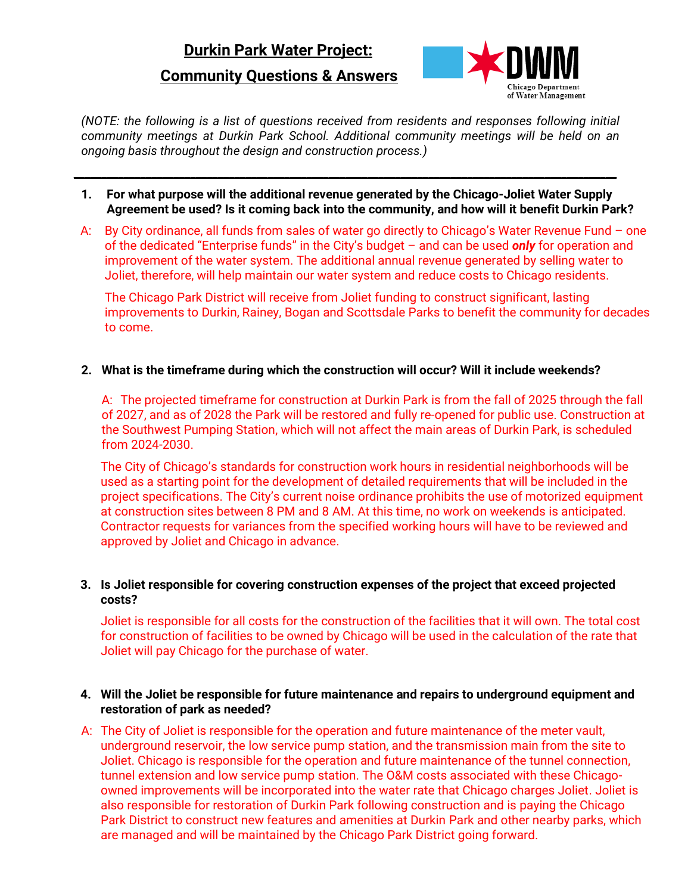# Durkin Park Water Project:

# Community Questions & Answers

Chicago Department of Water Management

*(NOTE: the following is a list of questions received from residents and responses following initial community meetings at Durkin Park School. Additional community meetings will be held on an ongoing basis throughout the design and construction process.)*

---

1. **For what purpose will the additional revenue generated by the Chicago-Joliet Water Supply Agreement be used? Is it coming back into the community, and how will it benefit Durkin Park?**

A: By City ordinance, all funds from sales of water go directly to Chicago's Water Revenue Fund – one of the dedicated "Enterprise funds" in the City's budget – and can be used ***only*** for operation and improvement of the water system. The additional annual revenue generated by selling water to Joliet, therefore, will help maintain our water system and reduce costs to Chicago residents.

The Chicago Park District will receive from Joliet funding to construct significant, lasting improvements to Durkin, Rainey, Bogan and Scottsdale Parks to benefit the community for decades to come.

2. **What is the timeframe during which the construction will occur? Will it include weekends?**

A: The projected timeframe for construction at Durkin Park is from the fall of 2025 through the fall of 2027, and as of 2028 the Park will be restored and fully re-opened for public use. Construction at the Southwest Pumping Station, which will not affect the main areas of Durkin Park, is scheduled from 2024-2030.

The City of Chicago's standards for construction work hours in residential neighborhoods will be used as a starting point for the development of detailed requirements that will be included in the project specifications. The City's current noise ordinance prohibits the use of motorized equipment at construction sites between 8 PM and 8 AM. At this time, no work on weekends is anticipated. Contractor requests for variances from the specified working hours will have to be reviewed and approved by Joliet and Chicago in advance.

3. **Is Joliet responsible for covering construction expenses of the project that exceed projected costs?**

Joliet is responsible for all costs for the construction of the facilities that it will own. The total cost for construction of facilities to be owned by Chicago will be used in the calculation of the rate that Joliet will pay Chicago for the purchase of water.

4. **Will the Joliet be responsible for future maintenance and repairs to underground equipment and restoration of park as needed?**

A: The City of Joliet is responsible for the operation and future maintenance of the meter vault, underground reservoir, the low service pump station, and the transmission main from the site to Joliet. Chicago is responsible for the operation and future maintenance of the tunnel connection, tunnel extension and low service pump station. The O&M costs associated with these Chicago-owned improvements will be incorporated into the water rate that Chicago charges Joliet. Joliet is also responsible for restoration of Durkin Park following construction and is paying the Chicago Park District to construct new features and amenities at Durkin Park and other nearby parks, which are managed and will be maintained by the Chicago Park District going forward.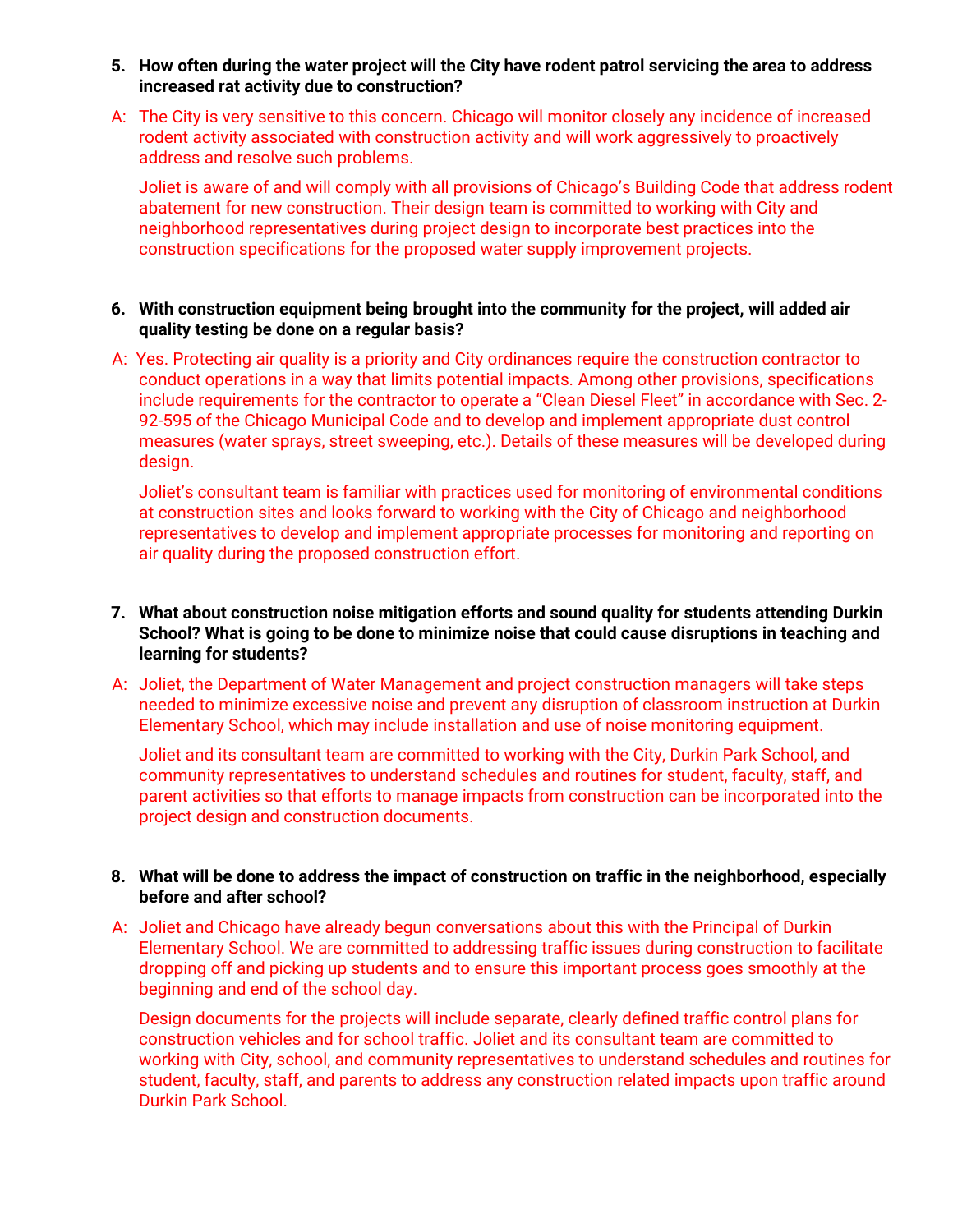5. **How often during the water project will the City have rodent patrol servicing the area to address increased rat activity due to construction?**

A: The City is very sensitive to this concern. Chicago will monitor closely any incidence of increased rodent activity associated with construction activity and will work aggressively to proactively address and resolve such problems.

Joliet is aware of and will comply with all provisions of Chicago's Building Code that address rodent abatement for new construction. Their design team is committed to working with City and neighborhood representatives during project design to incorporate best practices into the construction specifications for the proposed water supply improvement projects.

6. **With construction equipment being brought into the community for the project, will added air quality testing be done on a regular basis?**

A: Yes. Protecting air quality is a priority and City ordinances require the construction contractor to conduct operations in a way that limits potential impacts. Among other provisions, specifications include requirements for the contractor to operate a "Clean Diesel Fleet" in accordance with Sec. 2-92-595 of the Chicago Municipal Code and to develop and implement appropriate dust control measures (water sprays, street sweeping, etc.). Details of these measures will be developed during design.

Joliet's consultant team is familiar with practices used for monitoring of environmental conditions at construction sites and looks forward to working with the City of Chicago and neighborhood representatives to develop and implement appropriate processes for monitoring and reporting on air quality during the proposed construction effort.

7. **What about construction noise mitigation efforts and sound quality for students attending Durkin School? What is going to be done to minimize noise that could cause disruptions in teaching and learning for students?**

A: Joliet, the Department of Water Management and project construction managers will take steps needed to minimize excessive noise and prevent any disruption of classroom instruction at Durkin Elementary School, which may include installation and use of noise monitoring equipment.

Joliet and its consultant team are committed to working with the City, Durkin Park School, and community representatives to understand schedules and routines for student, faculty, staff, and parent activities so that efforts to manage impacts from construction can be incorporated into the project design and construction documents.

8. **What will be done to address the impact of construction on traffic in the neighborhood, especially before and after school?**

A: Joliet and Chicago have already begun conversations about this with the Principal of Durkin Elementary School. We are committed to addressing traffic issues during construction to facilitate dropping off and picking up students and to ensure this important process goes smoothly at the beginning and end of the school day.

Design documents for the projects will include separate, clearly defined traffic control plans for construction vehicles and for school traffic. Joliet and its consultant team are committed to working with City, school, and community representatives to understand schedules and routines for student, faculty, staff, and parents to address any construction related impacts upon traffic around Durkin Park School.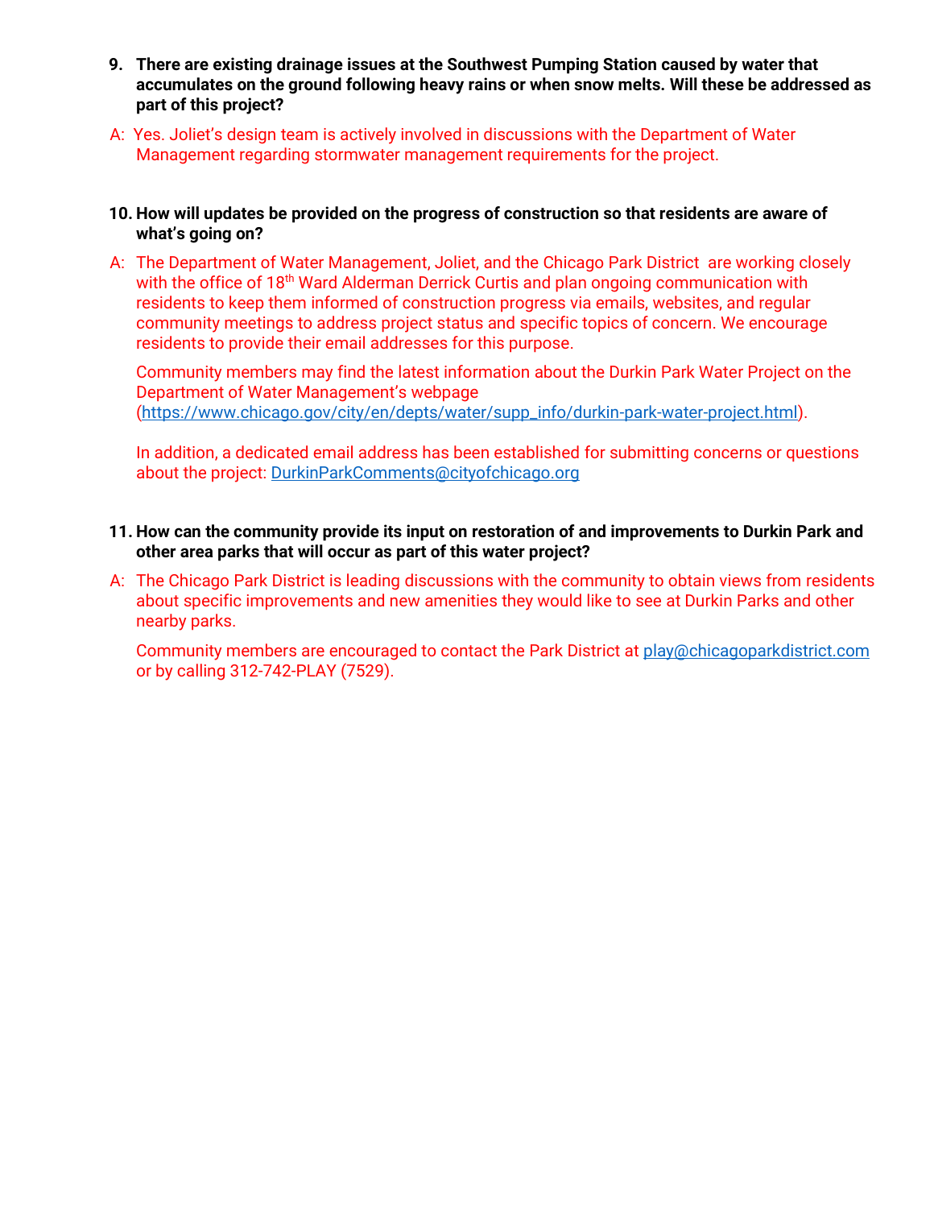9. **There are existing drainage issues at the Southwest Pumping Station caused by water that accumulates on the ground following heavy rains or when snow melts. Will these be addressed as part of this project?**

A: Yes. Joliet's design team is actively involved in discussions with the Department of Water Management regarding stormwater management requirements for the project.

10. **How will updates be provided on the progress of construction so that residents are aware of what's going on?**

A: The Department of Water Management, Joliet, and the Chicago Park District are working closely with the office of 18th Ward Alderman Derrick Curtis and plan ongoing communication with residents to keep them informed of construction progress via emails, websites, and regular community meetings to address project status and specific topics of concern. We encourage residents to provide their email addresses for this purpose.

Community members may find the latest information about the Durkin Park Water Project on the Department of Water Management's webpage (https://www.chicago.gov/city/en/depts/water/supp_info/durkin-park-water-project.html).

In addition, a dedicated email address has been established for submitting concerns or questions about the project: DurkinParkComments@cityofchicago.org

11. **How can the community provide its input on restoration of and improvements to Durkin Park and other area parks that will occur as part of this water project?**

A: The Chicago Park District is leading discussions with the community to obtain views from residents about specific improvements and new amenities they would like to see at Durkin Parks and other nearby parks.

Community members are encouraged to contact the Park District at play@chicagoparkdistrict.com or by calling 312-742-PLAY (7529).